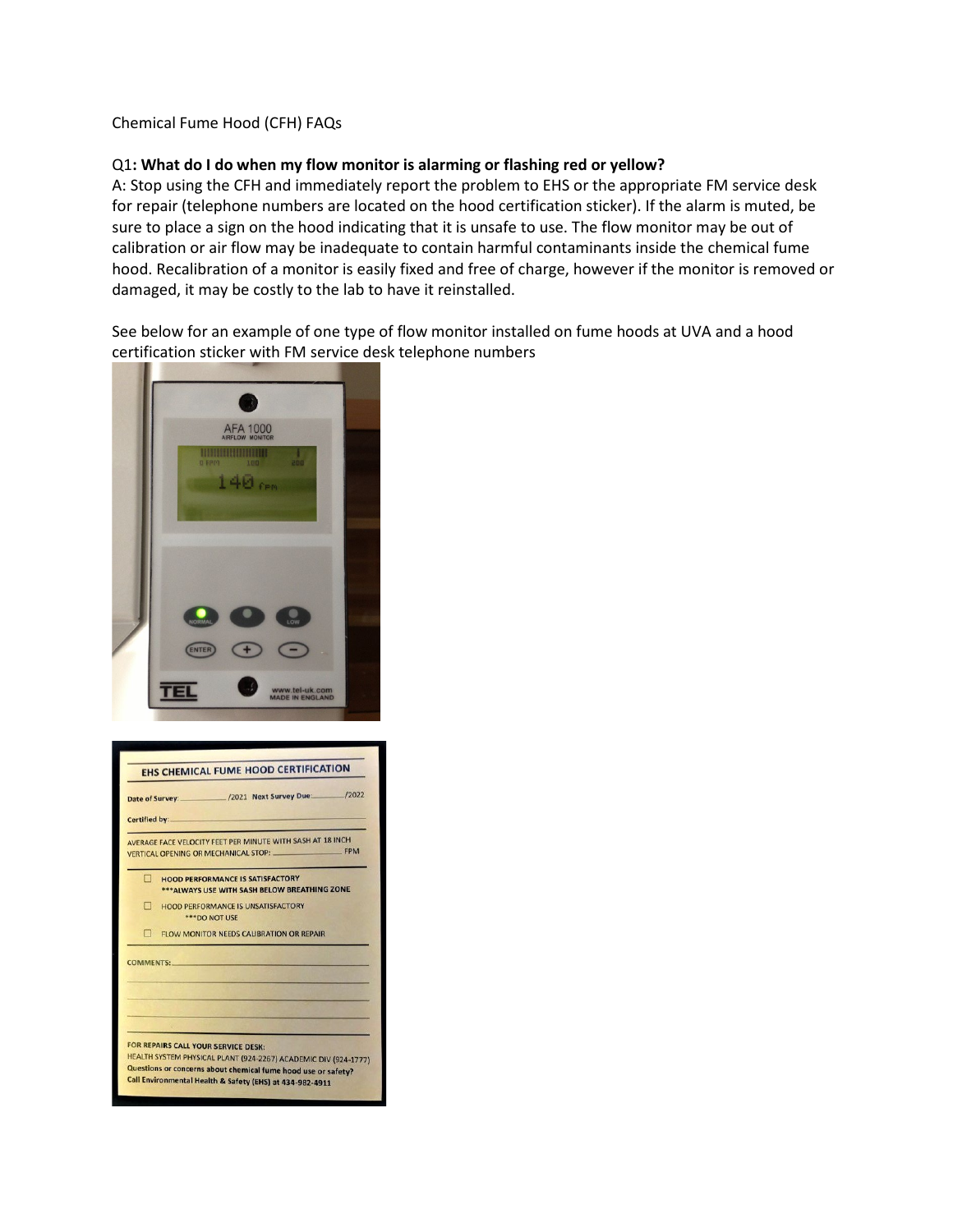Chemical Fume Hood (CFH) FAQs

Q1**: What do I do when my flow monitor is alarming or flashing red or yellow?**

A: Stop using the CFH and immediately report the problem to EHS or the appropriate FM service desk for repair (telephone numbers are located on the hood certification sticker). If the alarm is muted, be sure to place a sign on the hood indicating that it is unsafe to use. The flow monitor may be out of calibration or air flow may be inadequate to contain harmful contaminants inside the chemical fume hood. Recalibration of a monitor is easily fixed and free of charge, however if the monitor is removed or damaged, it may be costly to the lab to have it reinstalled.

See below for an example of one type of flow monitor installed on fume hoods at UVA and a hood certification sticker with FM service desk telephone numbers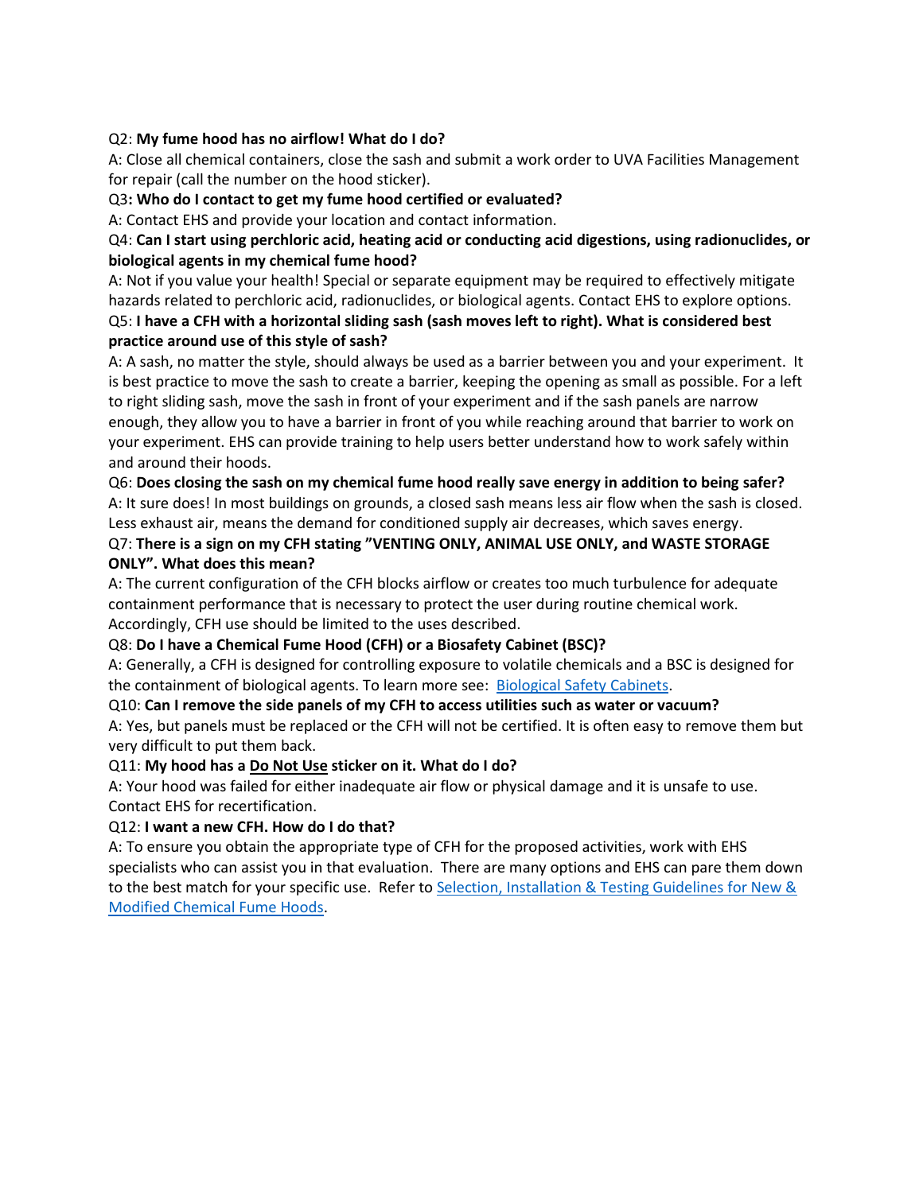Q2: **My fume hood has no airflow! What do I do?**

A: Close all chemical containers, close the sash and submit a work order to UVA Facilities Management for repair (call the number on the hood sticker).

Q3**: Who do I contact to get my fume hood certified or evaluated?**

A: Contact EHS and provide your location and contact information.

Q4: **Can I start using perchloric acid, heating acid or conducting acid digestions, using radionuclides, or biological agents in my chemical fume hood?**

A: Not if you value your health! Special or separate equipment may be required to effectively mitigate hazards related to perchloric acid, radionuclides, or biological agents. Contact EHS to explore options.

Q5: **I have a CFH with a horizontal sliding sash (sash moves left to right). What is considered best practice around use of this style of sash?**

A: A sash, no matter the style, should always be used as a barrier between you and your experiment. It is best practice to move the sash to create a barrier, keeping the opening as small as possible. For a left to right sliding sash, move the sash in front of your experiment and if the sash panels are narrow enough, they allow you to have a barrier in front of you while reaching around that barrier to work on your experiment. EHS can provide training to help users better understand how to work safely within and around their hoods.

Q6: **Does closing the sash on my chemical fume hood really save energy in addition to being safer?**

A: It sure does! In most buildings on grounds, a closed sash means less air flow when the sash is closed. Less exhaust air, means the demand for conditioned supply air decreases, which saves energy.

Q7: **There is a sign on my CFH stating "VENTING ONLY, ANIMAL USE ONLY, and WASTE STORAGE ONLY". What does this mean?**

A: The current configuration of the CFH blocks airflow or creates too much turbulence for adequate containment performance that is necessary to protect the user during routine chemical work. Accordingly, CFH use should be limited to the uses described.

Q8: **Do I have a Chemical Fume Hood (CFH) or a Biosafety Cabinet (BSC)?**

A: Generally, a CFH is designed for controlling exposure to volatile chemicals and a BSC is designed for the containment of biological agents. To learn more see: [Biological Safety Cabinets](#).

Q10: **Can I remove the side panels of my CFH to access utilities such as water or vacuum?**

A: Yes, but panels must be replaced or the CFH will not be certified. It is often easy to remove them but very difficult to put them back.

Q11: **My hood has a <u>Do Not Use</u> sticker on it. What do I do?**

A: Your hood was failed for either inadequate air flow or physical damage and it is unsafe to use. Contact EHS for recertification.

Q12: **I want a new CFH. How do I do that?**

A: To ensure you obtain the appropriate type of CFH for the proposed activities, work with EHS specialists who can assist you in that evaluation. There are many options and EHS can pare them down to the best match for your specific use. Refer to [Selection, Installation & Testing Guidelines for New & Modified Chemical Fume Hoods](#).